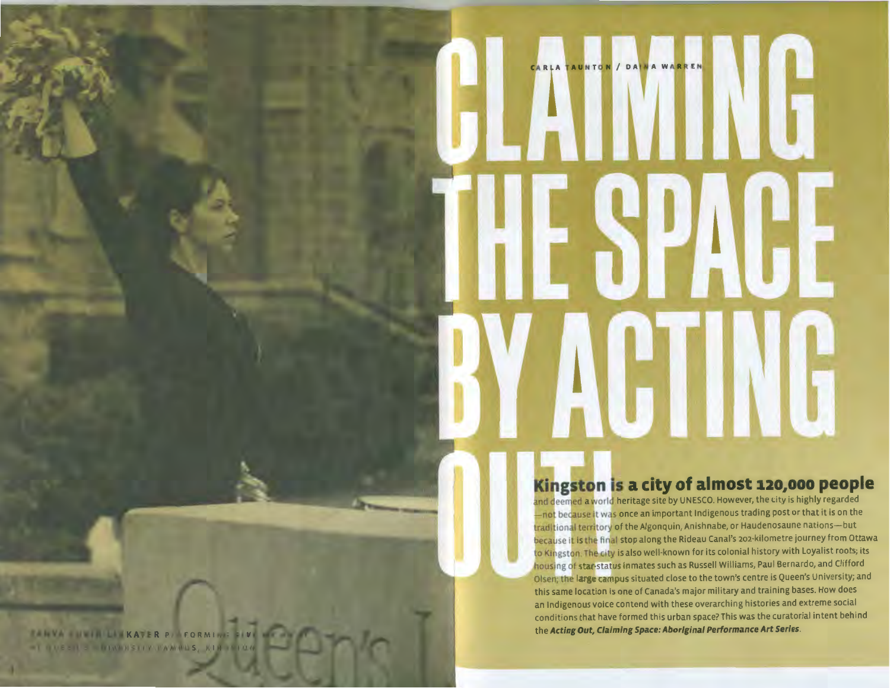CARLA TAUNTON / DANA WARREN

# CLAIMING THE SPACE BY ACTING OUT!

TANYA LUKIN LINKLATER PERFORMING GIVE ME AWAY AT QUEEN'S UNIVERSITY CAMPUS, KINGSTON

**Kingston is a city of almost 120,000 people** and deemed a world heritage site by UNESCO. However, the city is highly regarded—not because it was once an important Indigenous trading post or that it is on the traditional territory of the Algonquin, Anishnabe, or Haudenosaune nations—but because it is the final stop along the Rideau Canal's 202-kilometre journey from Ottawa to Kingston. The city is also well-known for its colonial history with Loyalist roots; its housing of star-status inmates such as Russell Williams, Paul Bernardo, and Clifford Olsen; the large campus situated close to the town's centre is Queen's University; and this same location is one of Canada's major military and training bases. How does an Indigenous voice contend with these overarching histories and extreme social conditions that have formed this urban space? This was the curatorial intent behind the ***Acting Out, Claiming Space: Aboriginal Performance Art Series***.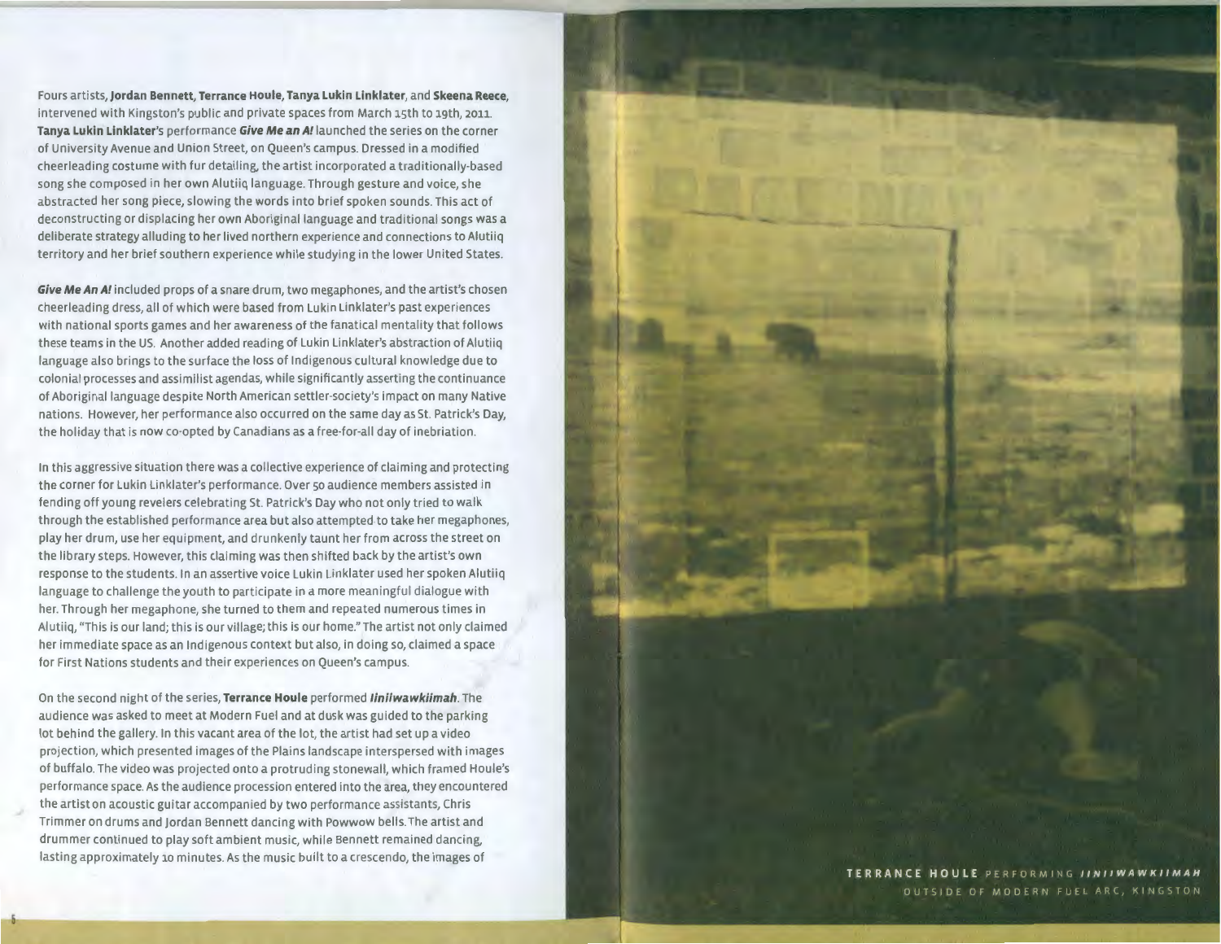Fours artists, **Jordan Bennett**, **Terrance Houle**, **Tanya Lukin Linklater**, and **Skeena Reece**, intervened with Kingston's public and private spaces from March 15th to 19th, 2011. **Tanya Lukin Linklater**'s performance ***Give Me an A!*** launched the series on the corner of University Avenue and Union Street, on Queen's campus. Dressed in a modified cheerleading costume with fur detailing, the artist incorporated a traditionally-based song she composed in her own Alutiiq language. Through gesture and voice, she abstracted her song piece, slowing the words into brief spoken sounds. This act of deconstructing or displacing her own Aboriginal language and traditional songs was a deliberate strategy alluding to her lived northern experience and connections to Alutiiq territory and her brief southern experience while studying in the lower United States.

***Give Me An A!*** included props of a snare drum, two megaphones, and the artist's chosen cheerleading dress, all of which were based from Lukin Linklater's past experiences with national sports games and her awareness of the fanatical mentality that follows these teams in the US. Another added reading of Lukin Linklater's abstraction of Alutiiq language also brings to the surface the loss of Indigenous cultural knowledge due to colonial processes and assimilist agendas, while significantly asserting the continuance of Aboriginal language despite North American settler-society's impact on many Native nations. However, her performance also occurred on the same day as St. Patrick's Day, the holiday that is now co-opted by Canadians as a free-for-all day of inebriation.

In this aggressive situation there was a collective experience of claiming and protecting the corner for Lukin Linklater's performance. Over 50 audience members assisted in fending off young revelers celebrating St. Patrick's Day who not only tried to walk through the established performance area but also attempted to take her megaphones, play her drum, use her equipment, and drunkenly taunt her from across the street on the library steps. However, this claiming was then shifted back by the artist's own response to the students. In an assertive voice Lukin Linklater used her spoken Alutiiq language to challenge the youth to participate in a more meaningful dialogue with her. Through her megaphone, she turned to them and repeated numerous times in Alutiiq, "This is our land; this is our village; this is our home." The artist not only claimed her immediate space as an Indigenous context but also, in doing so, claimed a space for First Nations students and their experiences on Queen's campus.

On the second night of the series, **Terrance Houle** performed ***Iiniiwawkiimah***. The audience was asked to meet at Modern Fuel and at dusk was guided to the parking lot behind the gallery. In this vacant area of the lot, the artist had set up a video projection, which presented images of the Plains landscape interspersed with images of buffalo. The video was projected onto a protruding stonewall, which framed Houle's performance space. As the audience procession entered into the area, they encountered the artist on acoustic guitar accompanied by two performance assistants, Chris Trimmer on drums and Jordan Bennett dancing with Powwow bells. The artist and drummer continued to play soft ambient music, while Bennett remained dancing, lasting approximately 10 minutes. As the music built to a crescendo, the images of

**TERRANCE HOULE** PERFORMING ***IINIIWAWKIIMAH*** OUTSIDE OF MODERN FUEL ARC, KINGSTON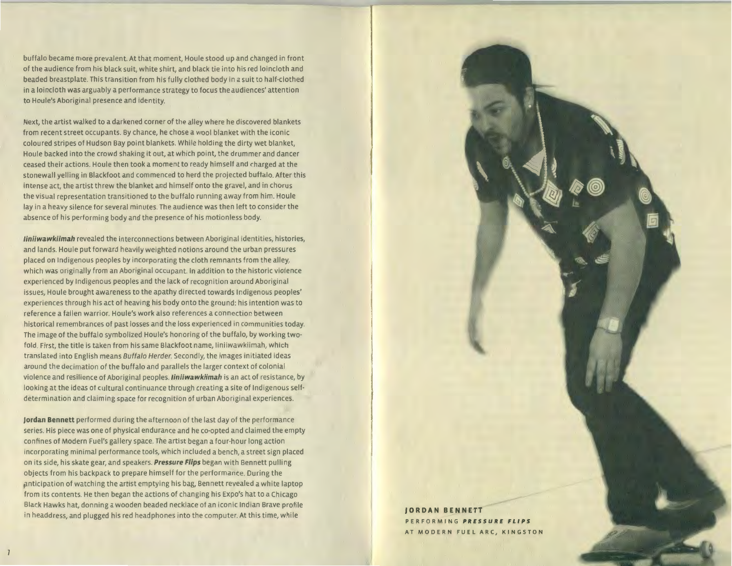buffalo became more prevalent. At that moment, Houle stood up and changed in front of the audience from his black suit, white shirt, and black tie into his red loincloth and beaded breastplate. This transition from his fully clothed body in a suit to half-clothed in a loincloth was arguably a performance strategy to focus the audiences' attention to Houle's Aboriginal presence and identity.

Next, the artist walked to a darkened corner of the alley where he discovered blankets from recent street occupants. By chance, he chose a wool blanket with the iconic coloured stripes of Hudson Bay point blankets. While holding the dirty wet blanket, Houle backed into the crowd shaking it out, at which point, the drummer and dancer ceased their actions. Houle then took a moment to ready himself and charged at the stonewall yelling in Blackfoot and commenced to herd the projected buffalo. After this intense act, the artist threw the blanket and himself onto the gravel, and in chorus the visual representation transitioned to the buffalo running away from him. Houle lay in a heavy silence for several minutes. The audience was then left to consider the absence of his performing body and the presence of his motionless body.

***Iiniiwawkiimah*** revealed the interconnections between Aboriginal identities, histories, and lands. Houle put forward heavily weighted notions around the urban pressures placed on Indigenous peoples by incorporating the cloth remnants from the alley, which was originally from an Aboriginal occupant. In addition to the historic violence experienced by Indigenous peoples and the lack of recognition around Aboriginal issues, Houle brought awareness to the apathy directed towards Indigenous peoples' experiences through his act of heaving his body onto the ground: his intention was to reference a fallen warrior. Houle's work also references a connection between historical remembrances of past losses and the loss experienced in communities today. The image of the buffalo symbolized Houle's honoring of the buffalo, by working two-fold. First, the title is taken from his same Blackfoot name, Iiniiwawkiimah, which translated into English means *Buffalo Herder*. Secondly, the images initiated ideas around the decimation of the buffalo and parallels the larger context of colonial violence and resilience of Aboriginal peoples. ***Iiniiwawkiimah*** is an act of resistance, by looking at the ideas of cultural continuance through creating a site of Indigenous self-determination and claiming space for recognition of urban Aboriginal experiences.

**Jordan Bennett** performed during the afternoon of the last day of the performance series. His piece was one of physical endurance and he co-opted and claimed the empty confines of Modern Fuel's gallery space. The artist began a four-hour long action incorporating minimal performance tools, which included a bench, a street sign placed on its side, his skate gear, and speakers. ***Pressure Flips*** began with Bennett pulling objects from his backpack to prepare himself for the performance. During the anticipation of watching the artist emptying his bag, Bennett revealed a white laptop from its contents. He then began the actions of changing his Expo's hat to a Chicago Black Hawks hat, donning a wooden beaded necklace of an iconic Indian Brave profile in headdress, and plugged his red headphones into the computer. At this time, while

**JORDAN BENNETT**
PERFORMING ***PRESSURE FLIPS***
AT MODERN FUEL ARC, KINGSTON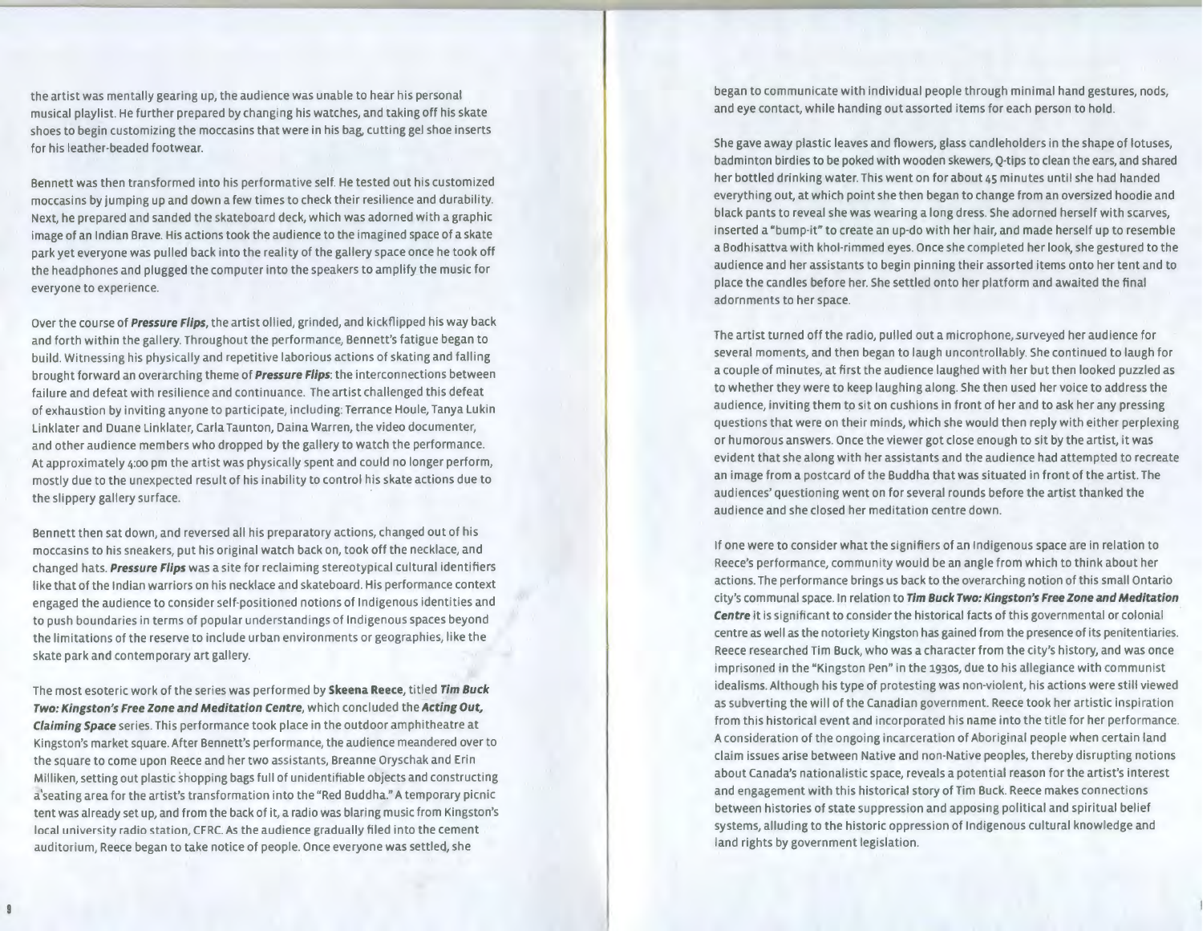the artist was mentally gearing up, the audience was unable to hear his personal musical playlist. He further prepared by changing his watches, and taking off his skate shoes to begin customizing the moccasins that were in his bag, cutting gel shoe inserts for his leather-beaded footwear.

Bennett was then transformed into his performative self. He tested out his customized moccasins by jumping up and down a few times to check their resilience and durability. Next, he prepared and sanded the skateboard deck, which was adorned with a graphic image of an Indian Brave. His actions took the audience to the imagined space of a skate park yet everyone was pulled back into the reality of the gallery space once he took off the headphones and plugged the computer into the speakers to amplify the music for everyone to experience.

Over the course of ***Pressure Flips***, the artist ollied, grinded, and kickflipped his way back and forth within the gallery. Throughout the performance, Bennett's fatigue began to build. Witnessing his physically and repetitive laborious actions of skating and falling brought forward an overarching theme of ***Pressure Flips***: the interconnections between failure and defeat with resilience and continuance. The artist challenged this defeat of exhaustion by inviting anyone to participate, including: Terrance Houle, Tanya Lukin Linklater and Duane Linklater, Carla Taunton, Daina Warren, the video documenter, and other audience members who dropped by the gallery to watch the performance. At approximately 4:00 pm the artist was physically spent and could no longer perform, mostly due to the unexpected result of his inability to control his skate actions due to the slippery gallery surface.

Bennett then sat down, and reversed all his preparatory actions, changed out of his moccasins to his sneakers, put his original watch back on, took off the necklace, and changed hats. ***Pressure Flips*** was a site for reclaiming stereotypical cultural identifiers like that of the Indian warriors on his necklace and skateboard. His performance context engaged the audience to consider self-positioned notions of Indigenous identities and to push boundaries in terms of popular understandings of Indigenous spaces beyond the limitations of the reserve to include urban environments or geographies, like the skate park and contemporary art gallery.

The most esoteric work of the series was performed by **Skeena Reece**, titled ***Tim Buck Two: Kingston's Free Zone and Meditation Centre***, which concluded the ***Acting Out, Claiming Space*** series. This performance took place in the outdoor amphitheatre at Kingston's market square. After Bennett's performance, the audience meandered over to the square to come upon Reece and her two assistants, Breanne Oryschak and Erin Milliken, setting out plastic shopping bags full of unidentifiable objects and constructing a seating area for the artist's transformation into the "Red Buddha." A temporary picnic tent was already set up, and from the back of it, a radio was blaring music from Kingston's local university radio station, CFRC. As the audience gradually filed into the cement auditorium, Reece began to take notice of people. Once everyone was settled, she began to communicate with individual people through minimal hand gestures, nods, and eye contact, while handing out assorted items for each person to hold.

She gave away plastic leaves and flowers, glass candleholders in the shape of lotuses, badminton birdies to be poked with wooden skewers, Q-tips to clean the ears, and shared her bottled drinking water. This went on for about 45 minutes until she had handed everything out, at which point she then began to change from an oversized hoodie and black pants to reveal she was wearing a long dress. She adorned herself with scarves, inserted a "bump-it" to create an up-do with her hair, and made herself up to resemble a Bodhisattva with khol-rimmed eyes. Once she completed her look, she gestured to the audience and her assistants to begin pinning their assorted items onto her tent and to place the candles before her. She settled onto her platform and awaited the final adornments to her space.

The artist turned off the radio, pulled out a microphone, surveyed her audience for several moments, and then began to laugh uncontrollably. She continued to laugh for a couple of minutes, at first the audience laughed with her but then looked puzzled as to whether they were to keep laughing along. She then used her voice to address the audience, inviting them to sit on cushions in front of her and to ask her any pressing questions that were on their minds, which she would then reply with either perplexing or humorous answers. Once the viewer got close enough to sit by the artist, it was evident that she along with her assistants and the audience had attempted to recreate an image from a postcard of the Buddha that was situated in front of the artist. The audiences' questioning went on for several rounds before the artist thanked the audience and she closed her meditation centre down.

If one were to consider what the signifiers of an Indigenous space are in relation to Reece's performance, community would be an angle from which to think about her actions. The performance brings us back to the overarching notion of this small Ontario city's communal space. In relation to ***Tim Buck Two: Kingston's Free Zone and Meditation Centre*** it is significant to consider the historical facts of this governmental or colonial centre as well as the notoriety Kingston has gained from the presence of its penitentiaries. Reece researched Tim Buck, who was a character from the city's history, and was once imprisoned in the "Kingston Pen" in the 1930s, due to his allegiance with communist idealisms. Although his type of protesting was non-violent, his actions were still viewed as subverting the will of the Canadian government. Reece took her artistic inspiration from this historical event and incorporated his name into the title for her performance. A consideration of the ongoing incarceration of Aboriginal people when certain land claim issues arise between Native and non-Native peoples, thereby disrupting notions about Canada's nationalistic space, reveals a potential reason for the artist's interest and engagement with this historical story of Tim Buck. Reece makes connections between histories of state suppression and apposing political and spiritual belief systems, alluding to the historic oppression of Indigenous cultural knowledge and land rights by government legislation.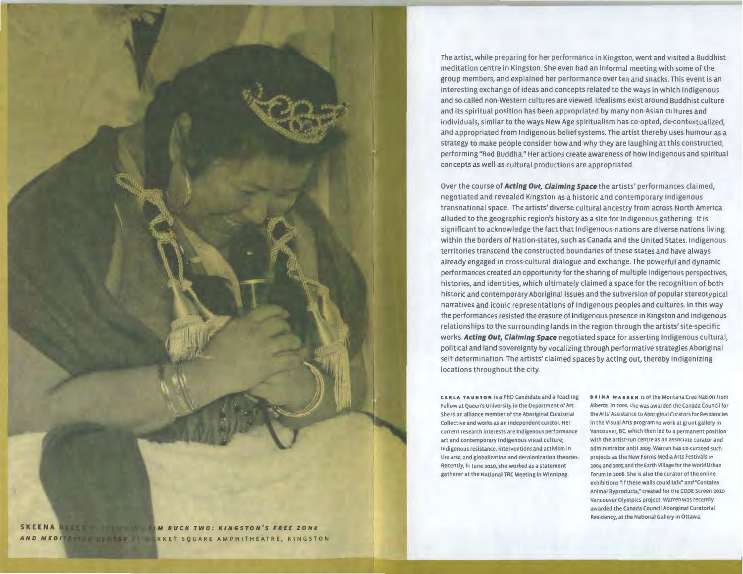The artist, while preparing for her performance in Kingston, went and visited a Buddhist meditation centre in Kingston. She even had an informal meeting with some of the group members, and explained her performance over tea and snacks. This event is an interesting exchange of ideas and concepts related to the ways in which Indigenous and so called non-Western cultures are viewed. Idealisms exist around Buddhist culture and its spiritual position has been appropriated by many non-Asian cultures and individuals, similar to the ways New Age spiritualism has co-opted, de-contextualized, and appropriated from Indigenous belief systems. The artist thereby uses humour as a strategy to make people consider how and why they are laughing at this constructed, performing "Red Buddha." Her actions create awareness of how Indigenous and spiritual concepts as well as cultural productions are appropriated.

Over the course of ***Acting Out, Claiming Space*** the artists' performances claimed, negotiated and revealed Kingston as a historic and contemporary Indigenous transnational space. The artists' diverse cultural ancestry from across North America alluded to the geographic region's history as a site for Indigenous gathering. It is significant to acknowledge the fact that Indigenous-nations are diverse nations living within the borders of Nation-states, such as Canada and the United States. Indigenous territories transcend the constructed boundaries of these states and have always already engaged in cross-cultural dialogue and exchange. The powerful and dynamic performances created an opportunity for the sharing of multiple Indigenous perspectives, histories, and identities, which ultimately claimed a space for the recognition of both historic and contemporary Aboriginal issues and the subversion of popular stereotypical narratives and iconic representations of Indigenous peoples and cultures. In this way the performances resisted the erasure of Indigenous presence in Kingston and Indigenous relationships to the surrounding lands in the region through the artists' site-specific works. ***Acting Out, Claiming Space*** negotiated space for asserting Indigenous cultural, political and land sovereignty by vocalizing through performative strategies Aboriginal self-determination. The artists' claimed spaces by acting out, thereby indigenizing locations throughout the city.

**CARLA TAUNTON** is a PhD Candidate and a Teaching Fellow at Queen's University in the Department of Art. She is an alliance member of the Aboriginal Curatorial Collective and works as an independent curator. Her current research interests are Indigenous performance art and contemporary Indigenous visual culture; Indigenous resistance, interventions and activism in the arts; and globalization and decolonization theories. Recently, in June 2010, she worked as a statement gatherer at the National TRC Meeting in Winnipeg.

**DAINA WARREN** is of the Montana Cree Nation from Alberta. In 2000, she was awarded the Canada Council for the Arts' Assistance to Aboriginal Curators for Residencies in the Visual Arts program to work at grunt gallery in Vancouver, BC, which then led to a permanent position with the artist-run centre as an associate curator and administrator until 2009. Warren has co-curated such projects as the New Forms Media Arts Festivals in 2004 and 2005 and the Earth Village for the World Urban Forum in 2006. She is also the curator of the online exhibitions "If these walls could talk" and "Contains Animal Byproducts," created for the CODE Screen 2010 Vancouver Olympics project. Warren was recently awarded the Canada Council Aboriginal Curatorial Residency, at the National Gallery in Ottawa.

SKEENA REECE PERFORMING *TIM BUCK TWO: KINGSTON'S FREE ZONE AND MEDITATION CENTRE* AT MARKET SQUARE AMPHITHEATRE, KINGSTON